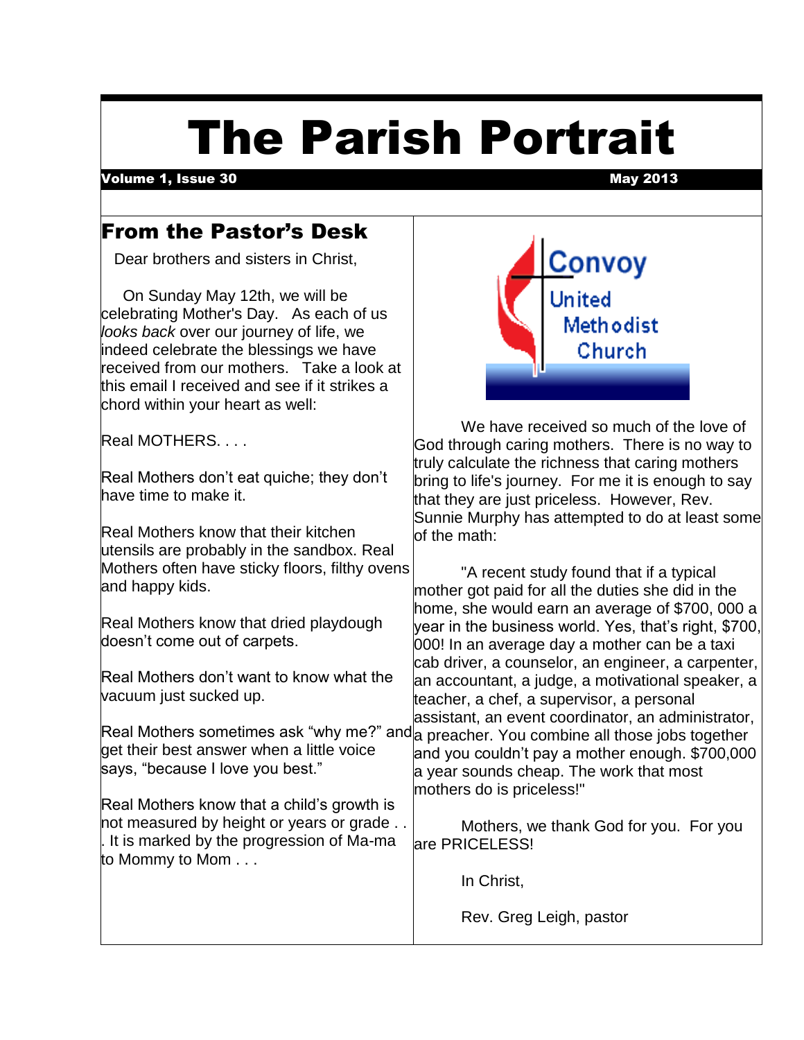# The Parish Portrait

**Volume 1, Issue 30** **May 2013**

## From the Pastor's Desk

Dear brothers and sisters in Christ,

On Sunday May 12th, we will be celebrating Mother's Day. As each of us *looks back* over our journey of life, we indeed celebrate the blessings we have received from our mothers. Take a look at this email I received and see if it strikes a chord within your heart as well:

Real MOTHERS. . . .

Real Mothers don't eat quiche; they don't have time to make it.

Real Mothers know that their kitchen utensils are probably in the sandbox. Real Mothers often have sticky floors, filthy ovens and happy kids.

Real Mothers know that dried playdough doesn't come out of carpets.

Real Mothers don't want to know what the vacuum just sucked up.

Real Mothers sometimes ask "why me?" and get their best answer when a little voice says, "because I love you best."

Real Mothers know that a child's growth is not measured by height or years or grade . . . It is marked by the progression of Ma-ma to Mommy to Mom . . .

Convoy United Methodist Church

We have received so much of the love of God through caring mothers. There is no way to truly calculate the richness that caring mothers bring to life's journey. For me it is enough to say that they are just priceless. However, Rev. Sunnie Murphy has attempted to do at least some of the math:

"A recent study found that if a typical mother got paid for all the duties she did in the home, she would earn an average of $700, 000 a year in the business world. Yes, that's right, $700, 000! In an average day a mother can be a taxi cab driver, a counselor, an engineer, a carpenter, an accountant, a judge, a motivational speaker, a teacher, a chef, a supervisor, a personal assistant, an event coordinator, an administrator, a preacher. You combine all those jobs together and you couldn't pay a mother enough. $700,000 a year sounds cheap. The work that most mothers do is priceless!"

Mothers, we thank God for you. For you are PRICELESS!

In Christ,

Rev. Greg Leigh, pastor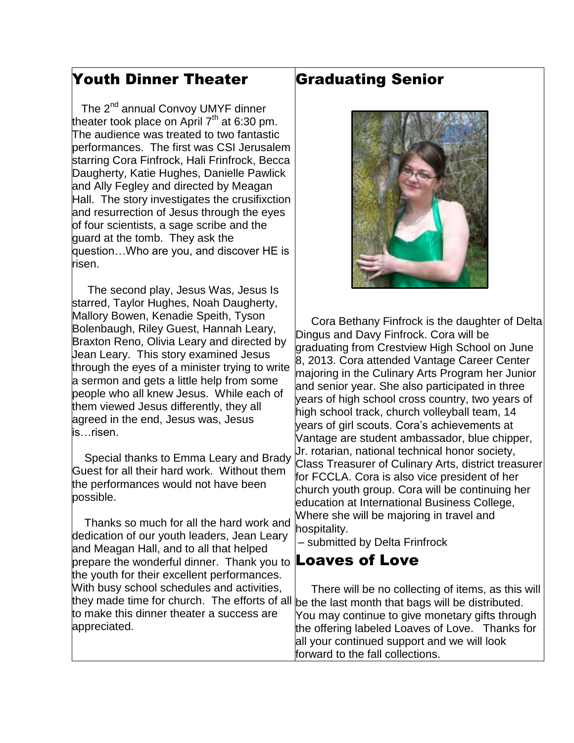## Youth Dinner Theater

The 2nd annual Convoy UMYF dinner theater took place on April 7th at 6:30 pm. The audience was treated to two fantastic performances. The first was CSI Jerusalem starring Cora Finfrock, Hali Frinfrock, Becca Daugherty, Katie Hughes, Danielle Pawlick and Ally Fegley and directed by Meagan Hall. The story investigates the crusifixction and resurrection of Jesus through the eyes of four scientists, a sage scribe and the guard at the tomb. They ask the question…Who are you, and discover HE is risen.

The second play, Jesus Was, Jesus Is starred, Taylor Hughes, Noah Daugherty, Mallory Bowen, Kenadie Speith, Tyson Bolenbaugh, Riley Guest, Hannah Leary, Braxton Reno, Olivia Leary and directed by Jean Leary. This story examined Jesus through the eyes of a minister trying to write a sermon and gets a little help from some people who all knew Jesus. While each of them viewed Jesus differently, they all agreed in the end, Jesus was, Jesus is…risen.

Special thanks to Emma Leary and Brady Guest for all their hard work. Without them the performances would not have been possible.

Thanks so much for all the hard work and dedication of our youth leaders, Jean Leary and Meagan Hall, and to all that helped prepare the wonderful dinner. Thank you to the youth for their excellent performances. With busy school schedules and activities, they made time for church. The efforts of all to make this dinner theater a success are appreciated.

## Graduating Senior

Cora Bethany Finfrock is the daughter of Delta Dingus and Davy Finfrock. Cora will be graduating from Crestview High School on June 8, 2013. Cora attended Vantage Career Center majoring in the Culinary Arts Program her Junior and senior year. She also participated in three years of high school cross country, two years of high school track, church volleyball team, 14 years of girl scouts. Cora's achievements at Vantage are student ambassador, blue chipper, Jr. rotarian, national technical honor society, Class Treasurer of Culinary Arts, district treasurer for FCCLA. Cora is also vice president of her church youth group. Cora will be continuing her education at International Business College, Where she will be majoring in travel and hospitality.

– submitted by Delta Frinfrock

## Loaves of Love

There will be no collecting of items, as this will be the last month that bags will be distributed. You may continue to give monetary gifts through the offering labeled Loaves of Love. Thanks for all your continued support and we will look forward to the fall collections.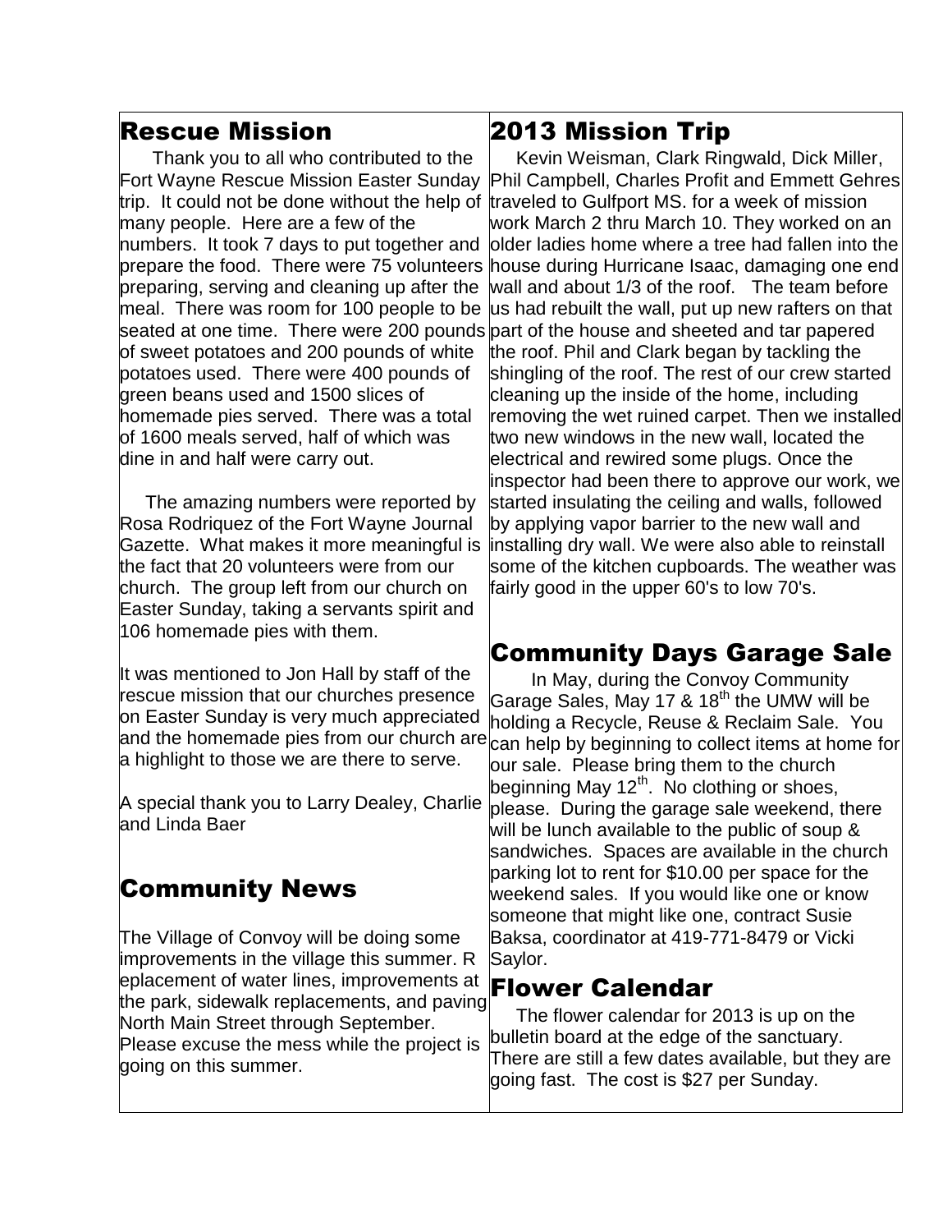## Rescue Mission

Thank you to all who contributed to the Fort Wayne Rescue Mission Easter Sunday trip. It could not be done without the help of many people. Here are a few of the numbers. It took 7 days to put together and prepare the food. There were 75 volunteers preparing, serving and cleaning up after the meal. There was room for 100 people to be seated at one time. There were 200 pounds of sweet potatoes and 200 pounds of white potatoes used. There were 400 pounds of green beans used and 1500 slices of homemade pies served. There was a total of 1600 meals served, half of which was dine in and half were carry out.

The amazing numbers were reported by Rosa Rodriquez of the Fort Wayne Journal Gazette. What makes it more meaningful is the fact that 20 volunteers were from our church. The group left from our church on Easter Sunday, taking a servants spirit and 106 homemade pies with them.

It was mentioned to Jon Hall by staff of the rescue mission that our churches presence on Easter Sunday is very much appreciated and the homemade pies from our church are a highlight to those we are there to serve.

A special thank you to Larry Dealey, Charlie and Linda Baer

## Community News

The Village of Convoy will be doing some improvements in the village this summer. R eplacement of water lines, improvements at the park, sidewalk replacements, and paving North Main Street through September. Please excuse the mess while the project is going on this summer.

## 2013 Mission Trip

Kevin Weisman, Clark Ringwald, Dick Miller, Phil Campbell, Charles Profit and Emmett Gehres traveled to Gulfport MS. for a week of mission work March 2 thru March 10. They worked on an older ladies home where a tree had fallen into the house during Hurricane Isaac, damaging one end wall and about 1/3 of the roof. The team before us had rebuilt the wall, put up new rafters on that part of the house and sheeted and tar papered the roof. Phil and Clark began by tackling the shingling of the roof. The rest of our crew started cleaning up the inside of the home, including removing the wet ruined carpet. Then we installed two new windows in the new wall, located the electrical and rewired some plugs. Once the inspector had been there to approve our work, we started insulating the ceiling and walls, followed by applying vapor barrier to the new wall and installing dry wall. We were also able to reinstall some of the kitchen cupboards. The weather was fairly good in the upper 60's to low 70's.

## Community Days Garage Sale

In May, during the Convoy Community Garage Sales, May 17 & 18th the UMW will be holding a Recycle, Reuse & Reclaim Sale. You can help by beginning to collect items at home for our sale. Please bring them to the church beginning May 12th. No clothing or shoes, please. During the garage sale weekend, there will be lunch available to the public of soup & sandwiches. Spaces are available in the church parking lot to rent for $10.00 per space for the weekend sales. If you would like one or know someone that might like one, contract Susie Baksa, coordinator at 419-771-8479 or Vicki Saylor.

## Flower Calendar

The flower calendar for 2013 is up on the bulletin board at the edge of the sanctuary. There are still a few dates available, but they are going fast. The cost is $27 per Sunday.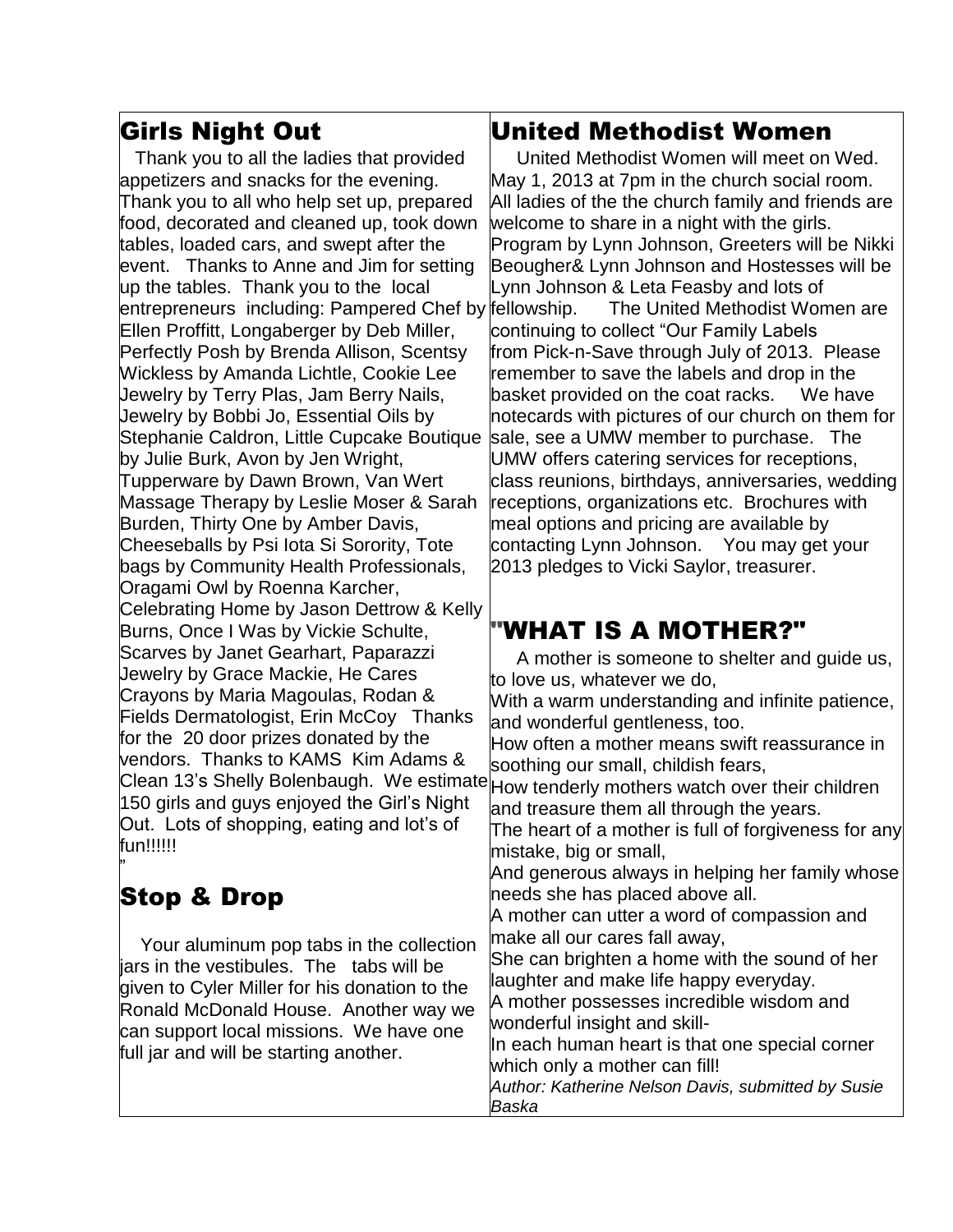## Girls Night Out

Thank you to all the ladies that provided appetizers and snacks for the evening. Thank you to all who help set up, prepared food, decorated and cleaned up, took down tables, loaded cars, and swept after the event. Thanks to Anne and Jim for setting up the tables. Thank you to the local entrepreneurs including: Pampered Chef by Ellen Proffitt, Longaberger by Deb Miller, Perfectly Posh by Brenda Allison, Scentsy Wickless by Amanda Lichtle, Cookie Lee Jewelry by Terry Plas, Jam Berry Nails, Jewelry by Bobbi Jo, Essential Oils by Stephanie Caldron, Little Cupcake Boutique by Julie Burk, Avon by Jen Wright, Tupperware by Dawn Brown, Van Wert Massage Therapy by Leslie Moser & Sarah Burden, Thirty One by Amber Davis, Cheeseballs by Psi Iota Si Sorority, Tote bags by Community Health Professionals, Oragami Owl by Roenna Karcher, Celebrating Home by Jason Dettrow & Kelly Burns, Once I Was by Vickie Schulte, Scarves by Janet Gearhart, Paparazzi Jewelry by Grace Mackie, He Cares Crayons by Maria Magoulas, Rodan & Fields Dermatologist, Erin McCoy Thanks for the 20 door prizes donated by the vendors. Thanks to KAMS Kim Adams & Clean 13's Shelly Bolenbaugh. We estimate 150 girls and guys enjoyed the Girl's Night Out. Lots of shopping, eating and lot's of fun!!!!!!

"

## Stop & Drop

Your aluminum pop tabs in the collection jars in the vestibules. The tabs will be given to Cyler Miller for his donation to the Ronald McDonald House. Another way we can support local missions. We have one full jar and will be starting another.

## United Methodist Women

United Methodist Women will meet on Wed. May 1, 2013 at 7pm in the church social room. All ladies of the the church family and friends are welcome to share in a night with the girls. Program by Lynn Johnson, Greeters will be Nikki Beougher& Lynn Johnson and Hostesses will be Lynn Johnson & Leta Feasby and lots of fellowship. The United Methodist Women are continuing to collect "Our Family Labels from Pick-n-Save through July of 2013. Please remember to save the labels and drop in the basket provided on the coat racks. We have notecards with pictures of our church on them for sale, see a UMW member to purchase. The UMW offers catering services for receptions, class reunions, birthdays, anniversaries, wedding receptions, organizations etc. Brochures with meal options and pricing are available by contacting Lynn Johnson. You may get your 2013 pledges to Vicki Saylor, treasurer.

## "WHAT IS A MOTHER?"

A mother is someone to shelter and guide us, to love us, whatever we do,
With a warm understanding and infinite patience, and wonderful gentleness, too.
How often a mother means swift reassurance in soothing our small, childish fears,
How tenderly mothers watch over their children and treasure them all through the years.
The heart of a mother is full of forgiveness for any mistake, big or small,
And generous always in helping her family whose needs she has placed above all.
A mother can utter a word of compassion and make all our cares fall away,
She can brighten a home with the sound of her laughter and make life happy everyday.
A mother possesses incredible wisdom and wonderful insight and skill-
In each human heart is that one special corner which only a mother can fill!

*Author: Katherine Nelson Davis, submitted by Susie Baska*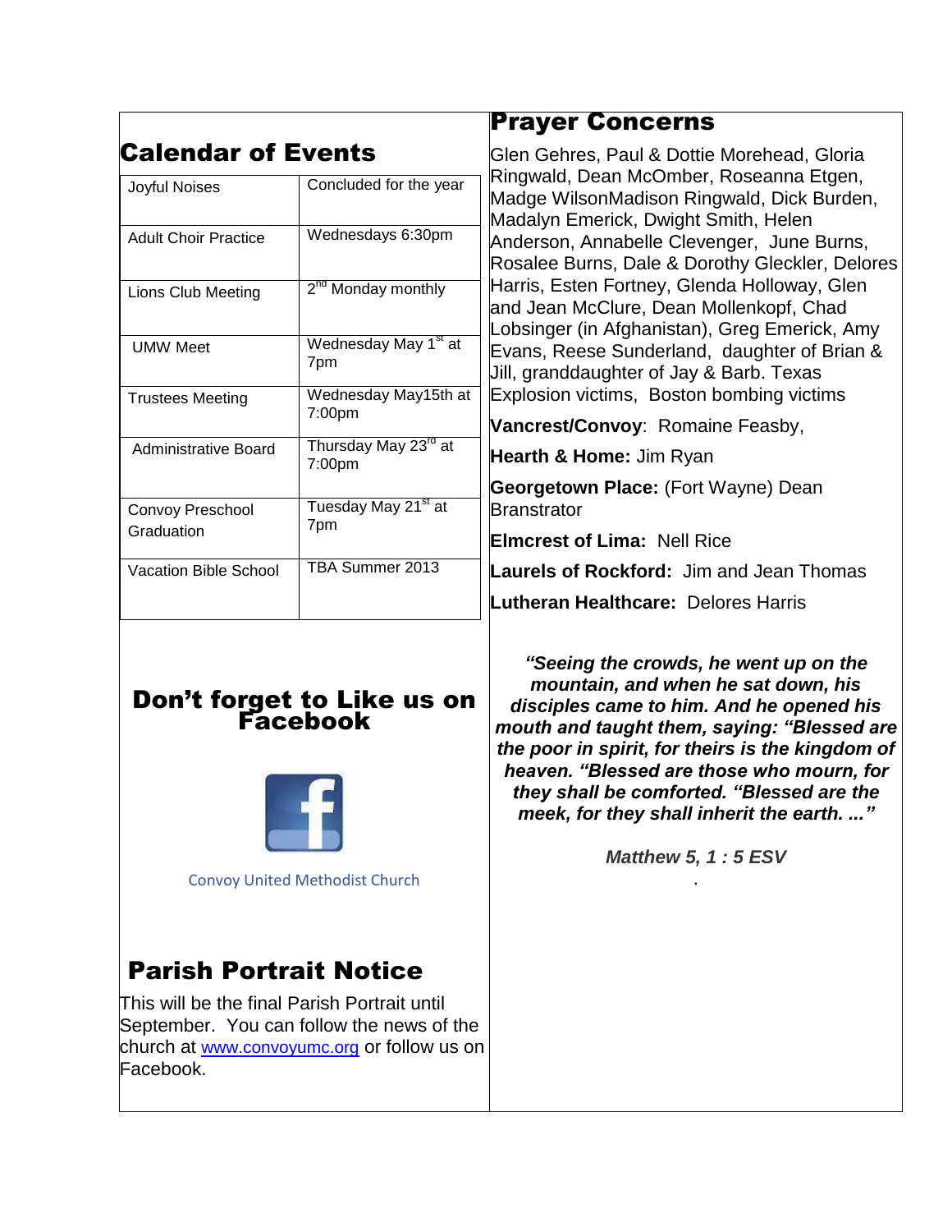## Calendar of Events

| Event | Date |
|---|---|
| Joyful Noises | Concluded for the year |
| Adult Choir Practice | Wednesdays 6:30pm |
| Lions Club Meeting | 2nd Monday monthly |
| UMW Meet | Wednesday May 1st at 7pm |
| Trustees Meeting | Wednesday May15th at 7:00pm |
| Administrative Board | Thursday May 23rd at 7:00pm |
| Convoy Preschool Graduation | Tuesday May 21st at 7pm |
| Vacation Bible School | TBA Summer 2013 |

## Don't forget to Like us on Facebook

Convoy United Methodist Church

## Parish Portrait Notice

This will be the final Parish Portrait until September. You can follow the news of the church at www.convoyumc.org or follow us on Facebook.

## Prayer Concerns

Glen Gehres, Paul & Dottie Morehead, Gloria Ringwald, Dean McOmber, Roseanna Etgen, Madge WilsonMadison Ringwald, Dick Burden, Madalyn Emerick, Dwight Smith, Helen Anderson, Annabelle Clevenger, June Burns, Rosalee Burns, Dale & Dorothy Gleckler, Delores Harris, Esten Fortney, Glenda Holloway, Glen and Jean McClure, Dean Mollenkopf, Chad Lobsinger (in Afghanistan), Greg Emerick, Amy Evans, Reese Sunderland, daughter of Brian & Jill, granddaughter of Jay & Barb. Texas Explosion victims, Boston bombing victims

**Vancrest/Convoy**: Romaine Feasby,

**Hearth & Home:** Jim Ryan

**Georgetown Place:** (Fort Wayne) Dean Branstrator

**Elmcrest of Lima:** Nell Rice

**Laurels of Rockford:** Jim and Jean Thomas

**Lutheran Healthcare:** Delores Harris

***"Seeing the crowds, he went up on the mountain, and when he sat down, his disciples came to him. And he opened his mouth and taught them, saying: "Blessed are the poor in spirit, for theirs is the kingdom of heaven. "Blessed are those who mourn, for they shall be comforted. "Blessed are the meek, for they shall inherit the earth. ..."***

***Matthew 5, 1 : 5 ESV***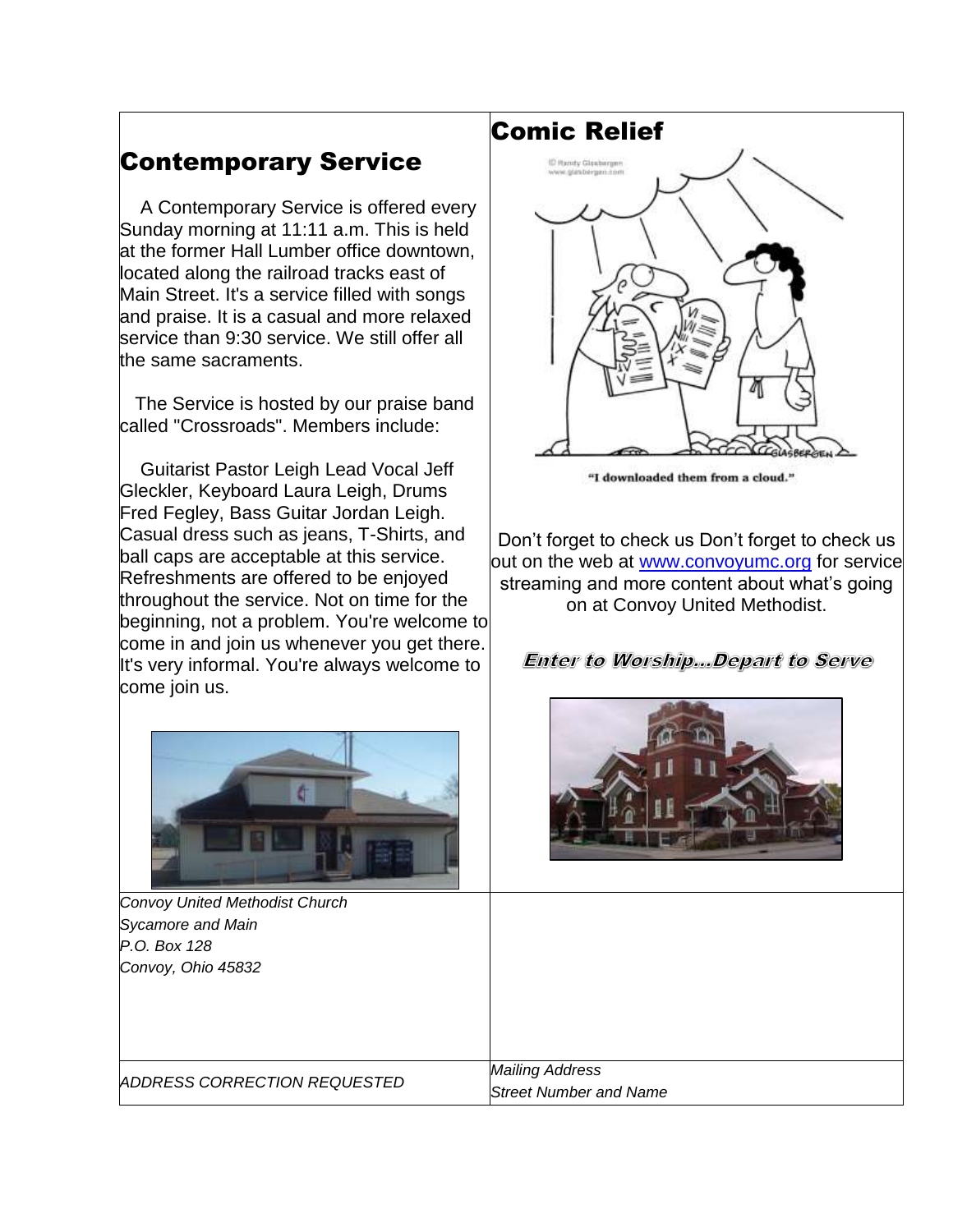## Contemporary Service

A Contemporary Service is offered every Sunday morning at 11:11 a.m. This is held at the former Hall Lumber office downtown, located along the railroad tracks east of Main Street. It's a service filled with songs and praise. It is a casual and more relaxed service than 9:30 service. We still offer all the same sacraments.

The Service is hosted by our praise band called "Crossroads". Members include:

Guitarist Pastor Leigh Lead Vocal Jeff Gleckler, Keyboard Laura Leigh, Drums Fred Fegley, Bass Guitar Jordan Leigh. Casual dress such as jeans, T-Shirts, and ball caps are acceptable at this service. Refreshments are offered to be enjoyed throughout the service. Not on time for the beginning, not a problem. You're welcome to come in and join us whenever you get there. It's very informal. You're always welcome to come join us.

## Comic Relief

"I downloaded them from a cloud."

Don't forget to check us Don't forget to check us out on the web at www.convoyumc.org for service streaming and more content about what's going on at Convoy United Methodist.

***Enter to Worship...Depart to Serve***

*Convoy United Methodist Church*
*Sycamore and Main*
*P.O. Box 128*
*Convoy, Ohio 45832*

*ADDRESS CORRECTION REQUESTED*

*Mailing Address*
*Street Number and Name*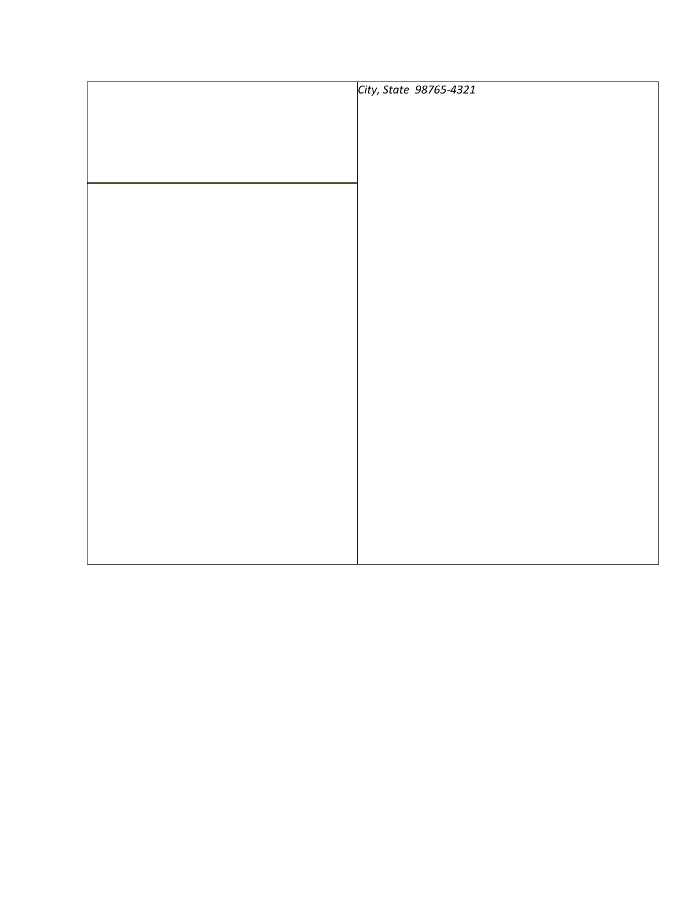*City, State  98765-4321*